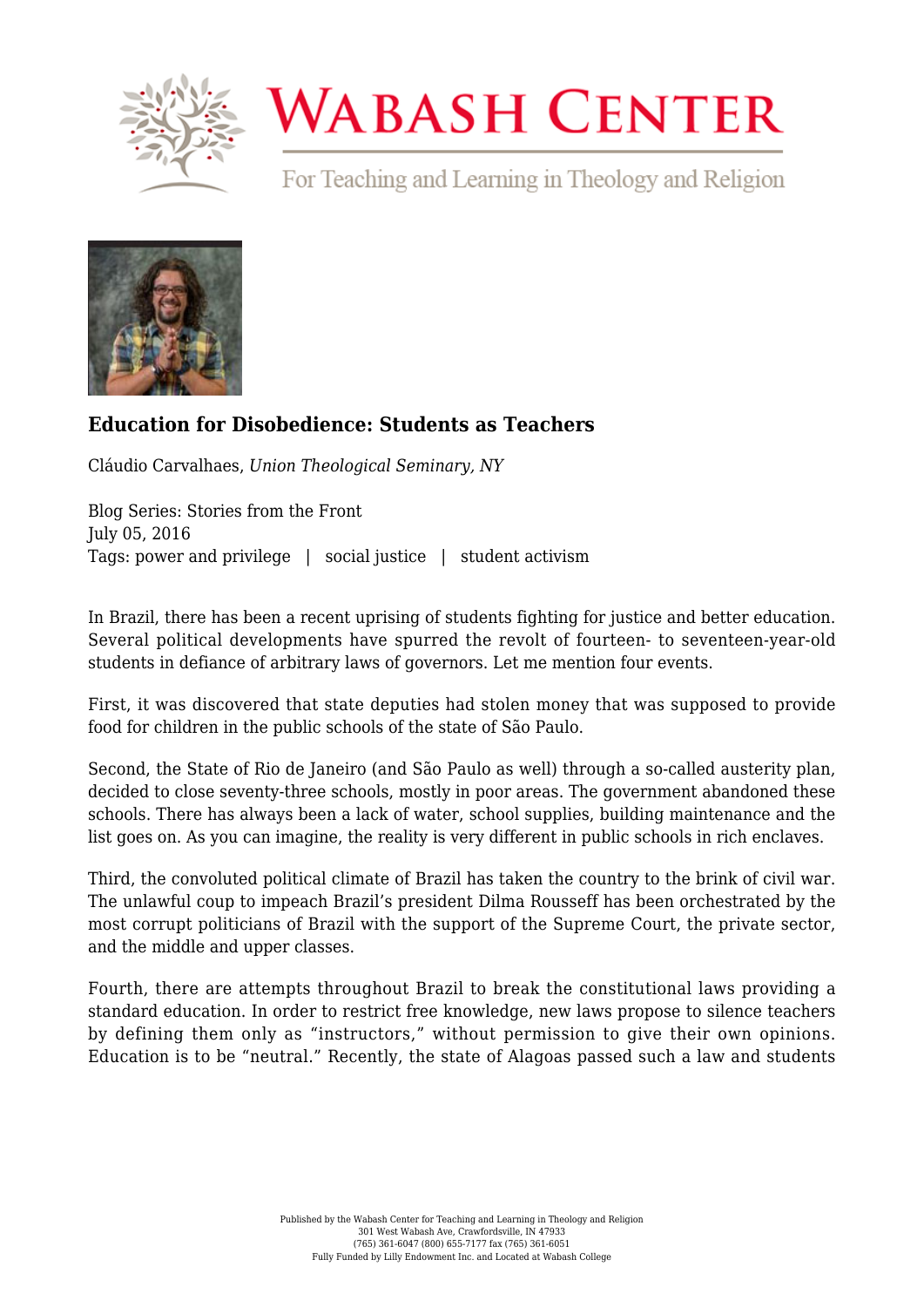# Wabash Center

For Teaching and Learning in Theology and Religion

## Education for Disobedience: Students as Teachers

Cláudio Carvalhaes, *Union Theological Seminary, NY*

Blog Series: Stories from the Front
July 05, 2016
Tags: power and privilege | social justice | student activism

In Brazil, there has been a recent uprising of students fighting for justice and better education. Several political developments have spurred the revolt of fourteen- to seventeen-year-old students in defiance of arbitrary laws of governors. Let me mention four events.

First, it was discovered that state deputies had stolen money that was supposed to provide food for children in the public schools of the state of São Paulo.

Second, the State of Rio de Janeiro (and São Paulo as well) through a so-called austerity plan, decided to close seventy-three schools, mostly in poor areas. The government abandoned these schools. There has always been a lack of water, school supplies, building maintenance and the list goes on. As you can imagine, the reality is very different in public schools in rich enclaves.

Third, the convoluted political climate of Brazil has taken the country to the brink of civil war. The unlawful coup to impeach Brazil's president Dilma Rousseff has been orchestrated by the most corrupt politicians of Brazil with the support of the Supreme Court, the private sector, and the middle and upper classes.

Fourth, there are attempts throughout Brazil to break the constitutional laws providing a standard education. In order to restrict free knowledge, new laws propose to silence teachers by defining them only as "instructors," without permission to give their own opinions. Education is to be "neutral." Recently, the state of Alagoas passed such a law and students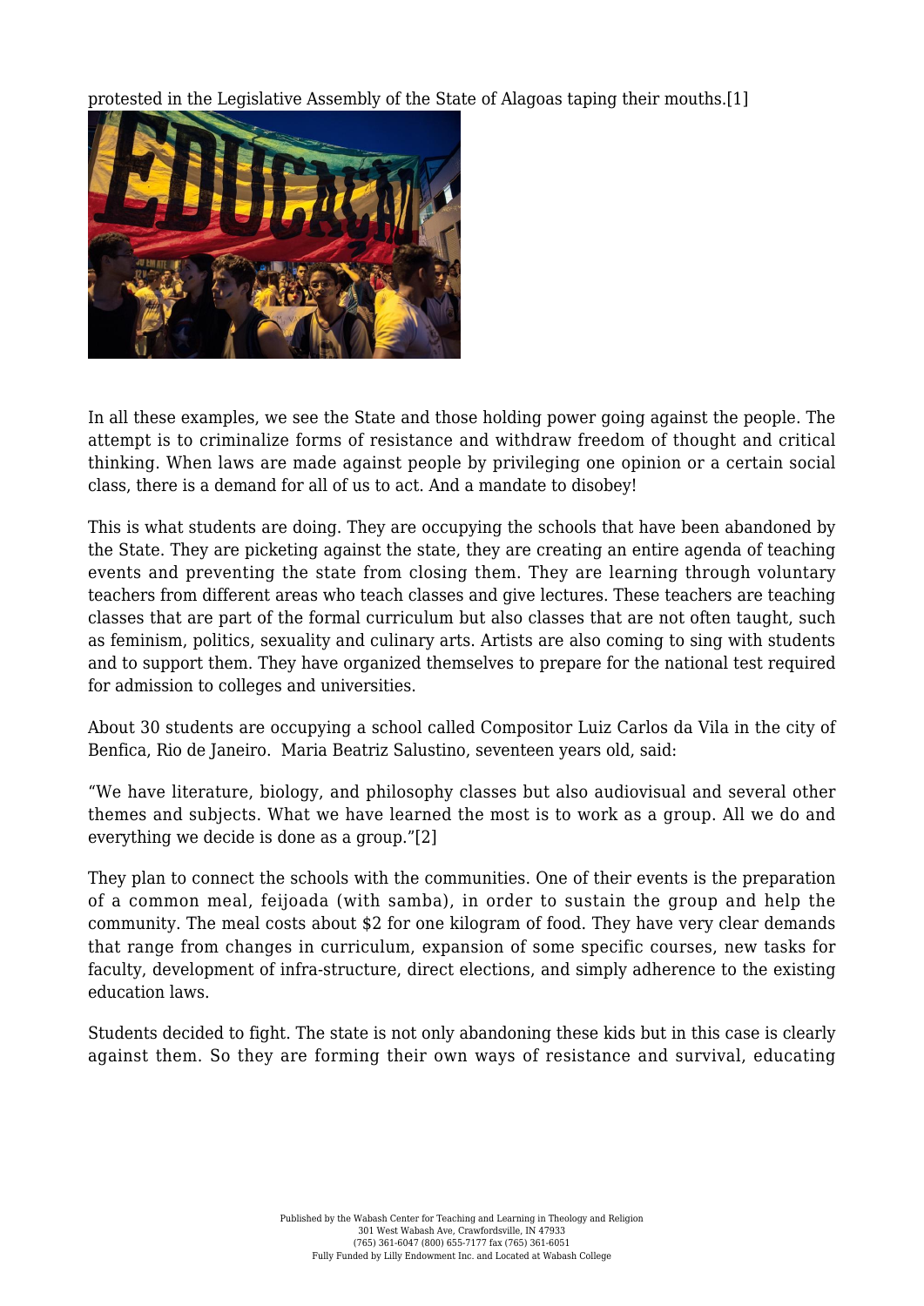protested in the Legislative Assembly of the State of Alagoas taping their mouths.[1]

In all these examples, we see the State and those holding power going against the people. The attempt is to criminalize forms of resistance and withdraw freedom of thought and critical thinking. When laws are made against people by privileging one opinion or a certain social class, there is a demand for all of us to act. And a mandate to disobey!

This is what students are doing. They are occupying the schools that have been abandoned by the State. They are picketing against the state, they are creating an entire agenda of teaching events and preventing the state from closing them. They are learning through voluntary teachers from different areas who teach classes and give lectures. These teachers are teaching classes that are part of the formal curriculum but also classes that are not often taught, such as feminism, politics, sexuality and culinary arts. Artists are also coming to sing with students and to support them. They have organized themselves to prepare for the national test required for admission to colleges and universities.

About 30 students are occupying a school called Compositor Luiz Carlos da Vila in the city of Benfica, Rio de Janeiro. Maria Beatriz Salustino, seventeen years old, said:

"We have literature, biology, and philosophy classes but also audiovisual and several other themes and subjects. What we have learned the most is to work as a group. All we do and everything we decide is done as a group."[2]

They plan to connect the schools with the communities. One of their events is the preparation of a common meal, feijoada (with samba), in order to sustain the group and help the community. The meal costs about $2 for one kilogram of food. They have very clear demands that range from changes in curriculum, expansion of some specific courses, new tasks for faculty, development of infra-structure, direct elections, and simply adherence to the existing education laws.

Students decided to fight. The state is not only abandoning these kids but in this case is clearly against them. So they are forming their own ways of resistance and survival, educating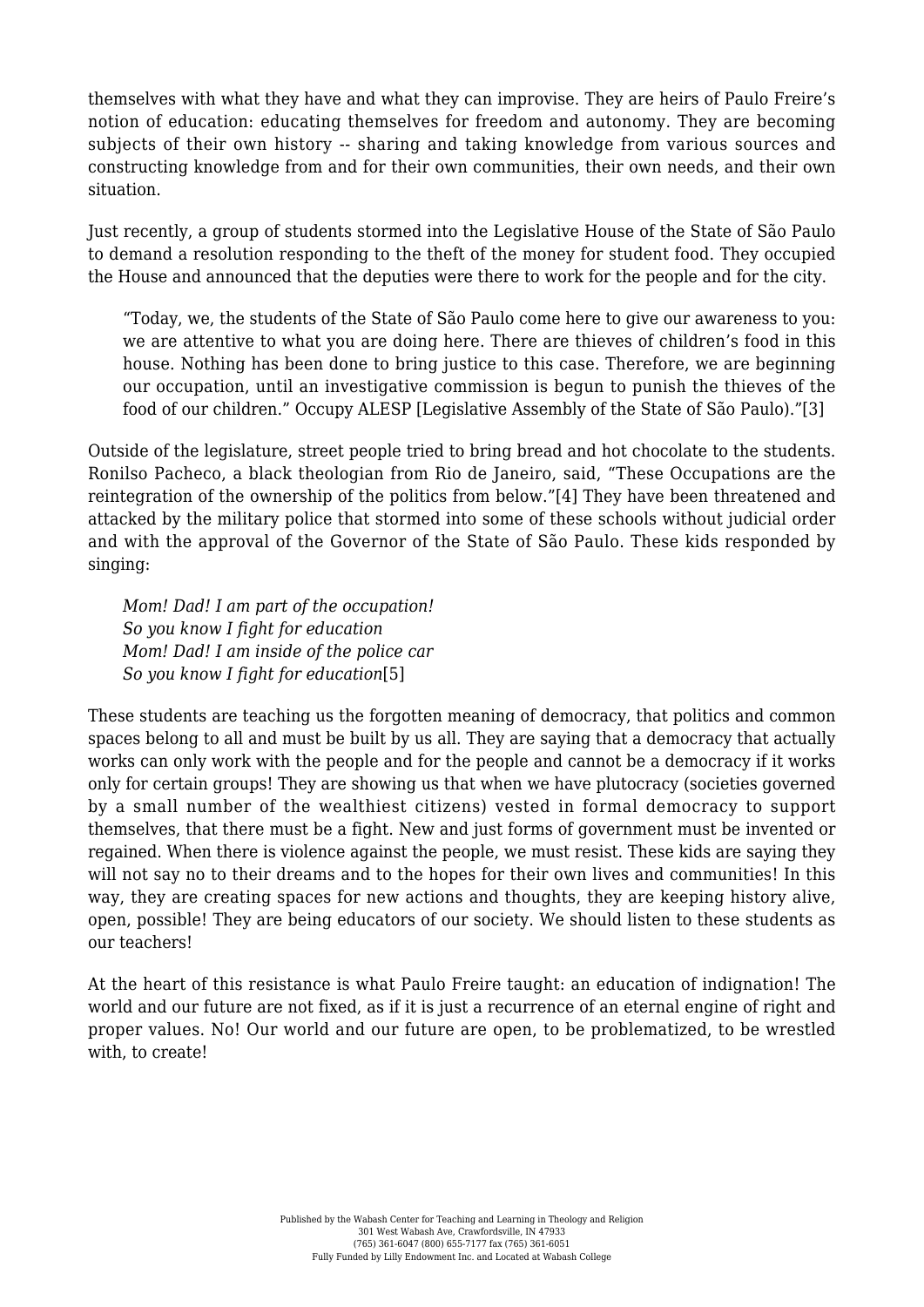themselves with what they have and what they can improvise. They are heirs of Paulo Freire's notion of education: educating themselves for freedom and autonomy. They are becoming subjects of their own history -- sharing and taking knowledge from various sources and constructing knowledge from and for their own communities, their own needs, and their own situation.

Just recently, a group of students stormed into the Legislative House of the State of São Paulo to demand a resolution responding to the theft of the money for student food. They occupied the House and announced that the deputies were there to work for the people and for the city.

> "Today, we, the students of the State of São Paulo come here to give our awareness to you: we are attentive to what you are doing here. There are thieves of children's food in this house. Nothing has been done to bring justice to this case. Therefore, we are beginning our occupation, until an investigative commission is begun to punish the thieves of the food of our children." Occupy ALESP [Legislative Assembly of the State of São Paulo)."[3]

Outside of the legislature, street people tried to bring bread and hot chocolate to the students. Ronilso Pacheco, a black theologian from Rio de Janeiro, said, "These Occupations are the reintegration of the ownership of the politics from below."[4] They have been threatened and attacked by the military police that stormed into some of these schools without judicial order and with the approval of the Governor of the State of São Paulo. These kids responded by singing:

> *Mom! Dad! I am part of the occupation!*
> *So you know I fight for education*
> *Mom! Dad! I am inside of the police car*
> *So you know I fight for education*[5]

These students are teaching us the forgotten meaning of democracy, that politics and common spaces belong to all and must be built by us all. They are saying that a democracy that actually works can only work with the people and for the people and cannot be a democracy if it works only for certain groups! They are showing us that when we have plutocracy (societies governed by a small number of the wealthiest citizens) vested in formal democracy to support themselves, that there must be a fight. New and just forms of government must be invented or regained. When there is violence against the people, we must resist. These kids are saying they will not say no to their dreams and to the hopes for their own lives and communities! In this way, they are creating spaces for new actions and thoughts, they are keeping history alive, open, possible! They are being educators of our society. We should listen to these students as our teachers!

At the heart of this resistance is what Paulo Freire taught: an education of indignation! The world and our future are not fixed, as if it is just a recurrence of an eternal engine of right and proper values. No! Our world and our future are open, to be problematized, to be wrestled with, to create!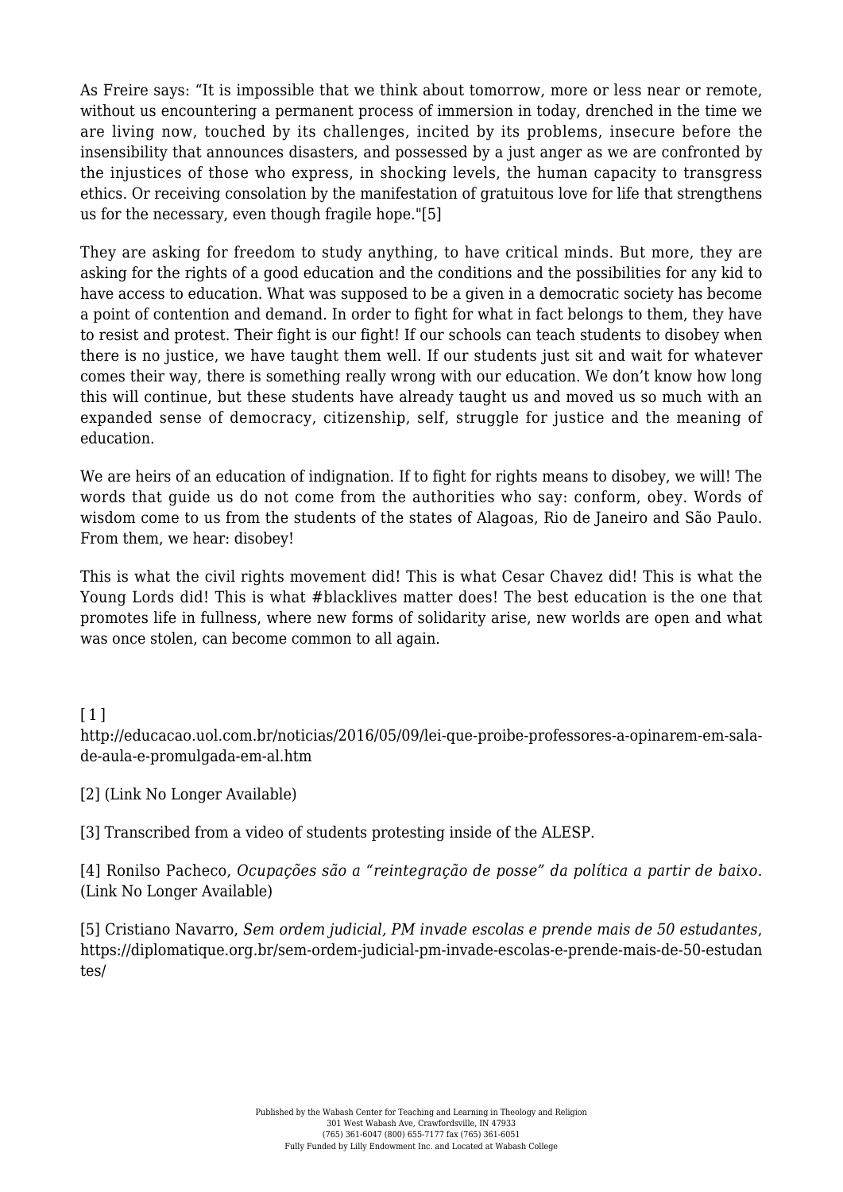As Freire says: "It is impossible that we think about tomorrow, more or less near or remote, without us encountering a permanent process of immersion in today, drenched in the time we are living now, touched by its challenges, incited by its problems, insecure before the insensibility that announces disasters, and possessed by a just anger as we are confronted by the injustices of those who express, in shocking levels, the human capacity to transgress ethics. Or receiving consolation by the manifestation of gratuitous love for life that strengthens us for the necessary, even though fragile hope."[5]

They are asking for freedom to study anything, to have critical minds. But more, they are asking for the rights of a good education and the conditions and the possibilities for any kid to have access to education. What was supposed to be a given in a democratic society has become a point of contention and demand. In order to fight for what in fact belongs to them, they have to resist and protest. Their fight is our fight! If our schools can teach students to disobey when there is no justice, we have taught them well. If our students just sit and wait for whatever comes their way, there is something really wrong with our education. We don't know how long this will continue, but these students have already taught us and moved us so much with an expanded sense of democracy, citizenship, self, struggle for justice and the meaning of education.

We are heirs of an education of indignation. If to fight for rights means to disobey, we will! The words that guide us do not come from the authorities who say: conform, obey. Words of wisdom come to us from the students of the states of Alagoas, Rio de Janeiro and São Paulo. From them, we hear: disobey!

This is what the civil rights movement did! This is what Cesar Chavez did! This is what the Young Lords did! This is what #blacklives matter does! The best education is the one that promotes life in fullness, where new forms of solidarity arise, new worlds are open and what was once stolen, can become common to all again.

[1] http://educacao.uol.com.br/noticias/2016/05/09/lei-que-proibe-professores-a-opinarem-em-sala-de-aula-e-promulgada-em-al.htm

[2] (Link No Longer Available)

[3] Transcribed from a video of students protesting inside of the ALESP.

[4] Ronilso Pacheco, *Ocupações são a "reintegração de posse" da política a partir de baixo*. (Link No Longer Available)

[5] Cristiano Navarro, *Sem ordem judicial, PM invade escolas e prende mais de 50 estudantes*, https://diplomatique.org.br/sem-ordem-judicial-pm-invade-escolas-e-prende-mais-de-50-estudantes/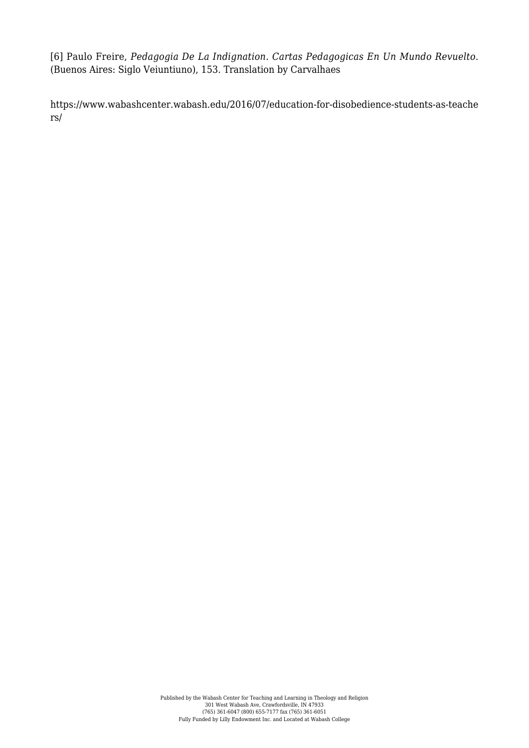[6] Paulo Freire, *Pedagogia De La Indignation. Cartas Pedagogicas En Un Mundo Revuelto*. (Buenos Aires: Siglo Veiuntiuno), 153. Translation by Carvalhaes

https://www.wabashcenter.wabash.edu/2016/07/education-for-disobedience-students-as-teachers/

Published by the Wabash Center for Teaching and Learning in Theology and Religion
301 West Wabash Ave, Crawfordsville, IN 47933
(765) 361-6047 (800) 655-7177 fax (765) 361-6051
Fully Funded by Lilly Endowment Inc. and Located at Wabash College